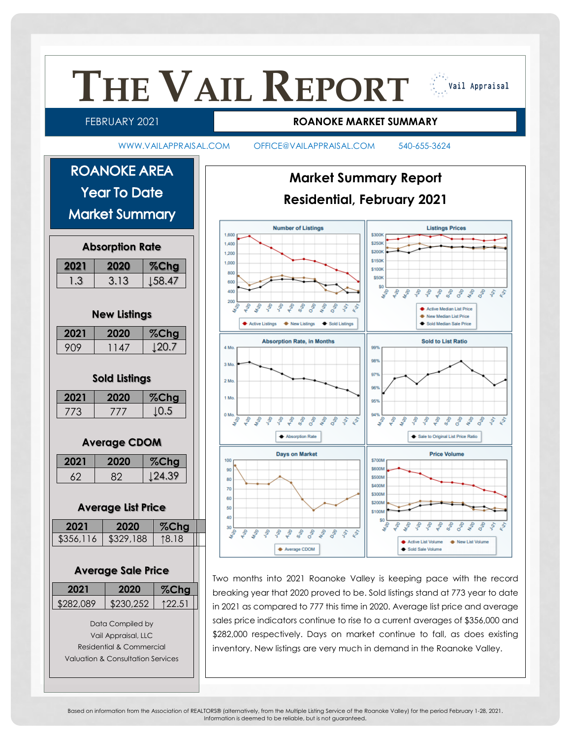# THE VAIL REPORT

Vail Appraisal

FEBRUARY 2021 — **ROANOKE MARKET SUMMARY**

WWW.VAILAPPRAISAL.COM OFFICE@VAILAPPRAISAL.COM 540-655-3624

## ROANOKE AREA Year To Date Market Summary

### Absorption Rate

| 2021 | 2020 | %Chg |
|---|---|---|
| 1.3 | 3.13 | ↓58.47 |

### New Listings

| 2021 | 2020 | %Chg |
|---|---|---|
| 909 | 1147 | ↓20.7 |

### Sold Listings

| 2021 | 2020 | %Chg |
|---|---|---|
| 773 | 777 | ↓0.5 |

### Average CDOM

| 2021 | 2020 | %Chg |
|---|---|---|
| 62 | 82 | ↓24.39 |

### Average List Price

| 2021 | 2020 | %Chg |
|---|---|---|
| $356,116 | $329,188 | ↑8.18 |

### Average Sale Price

| 2021 | 2020 | %Chg |
|---|---|---|
| $282,089 | $230,252 | ↑22.51 |

Data Compiled by
Vail Appraisal, LLC
Residential & Commercial
Valuation & Consultation Services

## Market Summary Report
## Residential, February 2021

Two months into 2021 Roanoke Valley is keeping pace with the record breaking year that 2020 proved to be. Sold listings stand at 773 year to date in 2021 as compared to 777 this time in 2020. Average list price and average sales price indicators continue to rise to a current averages of $356,000 and $282,000 respectively. Days on market continue to fall, as does existing inventory. New listings are very much in demand in the Roanoke Valley.

Based on information from the Association of REALTORS® (alternatively, from the Multiple Listing Service of the Roanoke Valley) for the period February 1-28, 2021. Information is deemed to be reliable, but is not guaranteed.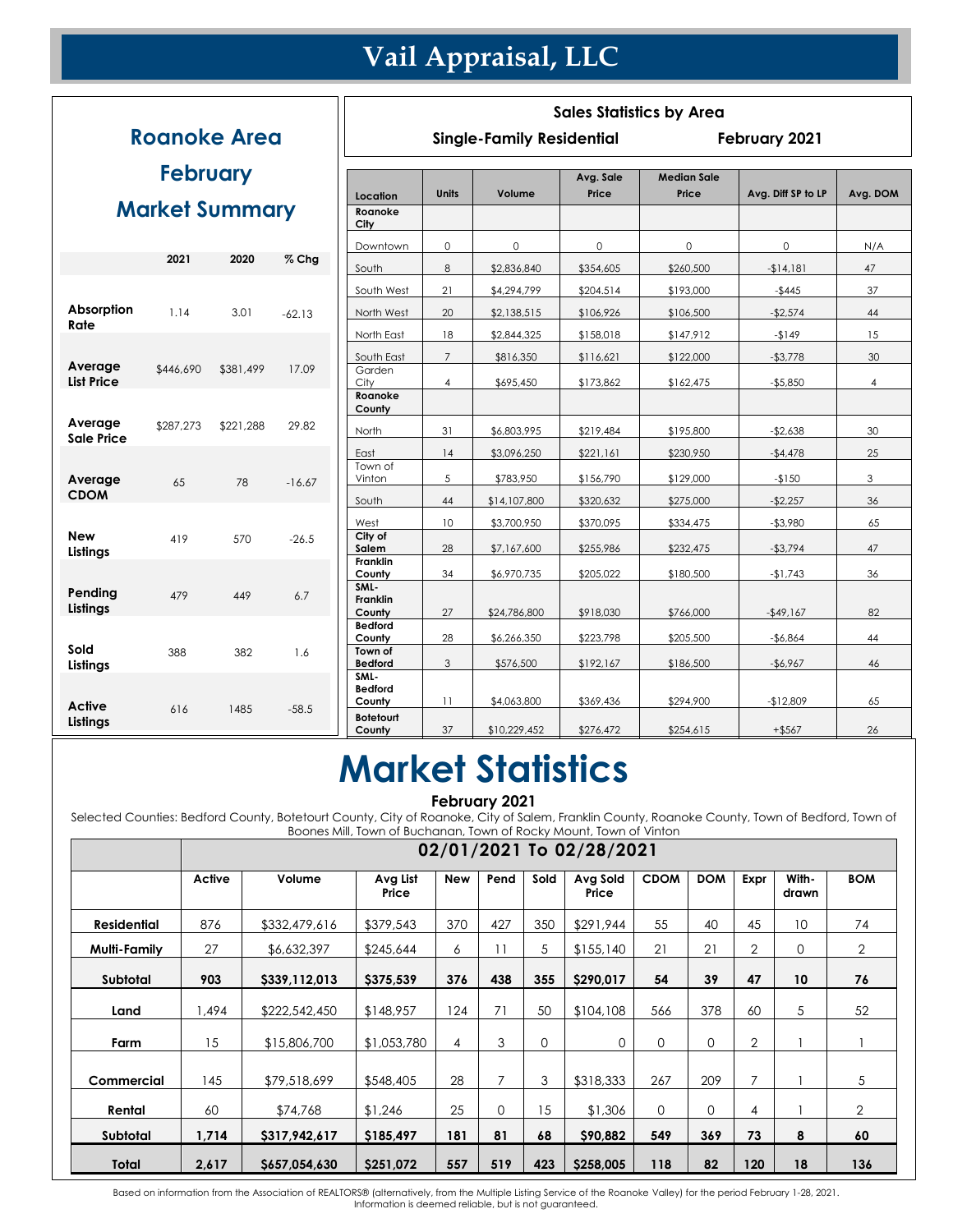# Vail Appraisal, LLC

## Roanoke Area February Market Summary

| | 2021 | 2020 | % Chg |
|---|---|---|---|
| Absorption Rate | 1.14 | 3.01 | -62.13 |
| Average List Price | $446,690 | $381,499 | 17.09 |
| Average Sale Price | $287,273 | $221,288 | 29.82 |
| Average CDOM | 65 | 78 | -16.67 |
| New Listings | 419 | 570 | -26.5 |
| Pending Listings | 479 | 449 | 6.7 |
| Sold Listings | 388 | 382 | 1.6 |
| Active Listings | 616 | 1485 | -58.5 |

## Sales Statistics by Area

**Single-Family Residential** **February 2021**

| Location | Units | Volume | Avg. Sale Price | Median Sale Price | Avg. Diff SP to LP | Avg. DOM |
|---|---|---|---|---|---|---|
| **Roanoke City** | | | | | | |
| Downtown | 0 | 0 | 0 | 0 | 0 | N/A |
| South | 8 | $2,836,840 | $354,605 | $260,500 | -$14,181 | 47 |
| South West | 21 | $4,294,799 | $204,514 | $193,000 | -$445 | 37 |
| North West | 20 | $2,138,515 | $106,926 | $106,500 | -$2,574 | 44 |
| North East | 18 | $2,844,325 | $158,018 | $147,912 | -$149 | 15 |
| South East | 7 | $816,350 | $116,621 | $122,000 | -$3,778 | 30 |
| Garden City | 4 | $695,450 | $173,862 | $162,475 | -$5,850 | 4 |
| **Roanoke County** | | | | | | |
| North | 31 | $6,803,995 | $219,484 | $195,800 | -$2,638 | 30 |
| East | 14 | $3,096,250 | $221,161 | $230,950 | -$4,478 | 25 |
| Town of Vinton | 5 | $783,950 | $156,790 | $129,000 | -$150 | 3 |
| South | 44 | $14,107,800 | $320,632 | $275,000 | -$2,257 | 36 |
| West | 10 | $3,700,950 | $370,095 | $334,475 | -$3,980 | 65 |
| **City of Salem** | 28 | $7,167,600 | $255,986 | $232,475 | -$3,794 | 47 |
| **Franklin County** | 34 | $6,970,735 | $205,022 | $180,500 | -$1,743 | 36 |
| **SML-Franklin County** | 27 | $24,786,800 | $918,030 | $766,000 | -$49,167 | 82 |
| **Bedford County** | 28 | $6,266,350 | $223,798 | $205,500 | -$6,864 | 44 |
| **Town of Bedford** | 3 | $576,500 | $192,167 | $186,500 | -$6,967 | 46 |
| **SML-Bedford County** | 11 | $4,063,800 | $369,436 | $294,900 | -$12,809 | 65 |
| **Botetourt County** | 37 | $10,229,452 | $276,472 | $254,615 | +$567 | 26 |

# Market Statistics

**February 2021**

Selected Counties: Bedford County, Botetourt County, City of Roanoke, City of Salem, Franklin County, Roanoke County, Town of Bedford, Town of Boones Mill, Town of Buchanan, Town of Rocky Mount, Town of Vinton

| | 02/01/2021 To 02/28/2021 | | | | | | | | | | | |
|---|---|---|---|---|---|---|---|---|---|---|---|---|
| | Active | Volume | Avg List Price | New | Pend | Sold | Avg Sold Price | CDOM | DOM | Expr | With-drawn | BOM |
| **Residential** | 876 | $332,479,616 | $379,543 | 370 | 427 | 350 | $291,944 | 55 | 40 | 45 | 10 | 74 |
| **Multi-Family** | 27 | $6,632,397 | $245,644 | 6 | 11 | 5 | $155,140 | 21 | 21 | 2 | 0 | 2 |
| **Subtotal** | **903** | **$339,112,013** | **$375,539** | **376** | **438** | **355** | **$290,017** | **54** | **39** | **47** | **10** | **76** |
| **Land** | 1,494 | $222,542,450 | $148,957 | 124 | 71 | 50 | $104,108 | 566 | 378 | 60 | 5 | 52 |
| **Farm** | 15 | $15,806,700 | $1,053,780 | 4 | 3 | 0 | 0 | 0 | 0 | 2 | 1 | 1 |
| **Commercial** | 145 | $79,518,699 | $548,405 | 28 | 7 | 3 | $318,333 | 267 | 209 | 7 | 1 | 5 |
| **Rental** | 60 | $74,768 | $1,246 | 25 | 0 | 15 | $1,306 | 0 | 0 | 4 | 1 | 2 |
| **Subtotal** | **1,714** | **$317,942,617** | **$185,497** | **181** | **81** | **68** | **$90,882** | **549** | **369** | **73** | **8** | **60** |
| **Total** | **2,617** | **$657,054,630** | **$251,072** | **557** | **519** | **423** | **$258,005** | **118** | **82** | **120** | **18** | **136** |

Based on information from the Association of REALTORS® (alternatively, from the Multiple Listing Service of the Roanoke Valley) for the period February 1-28, 2021. Information is deemed reliable, but is not guaranteed.